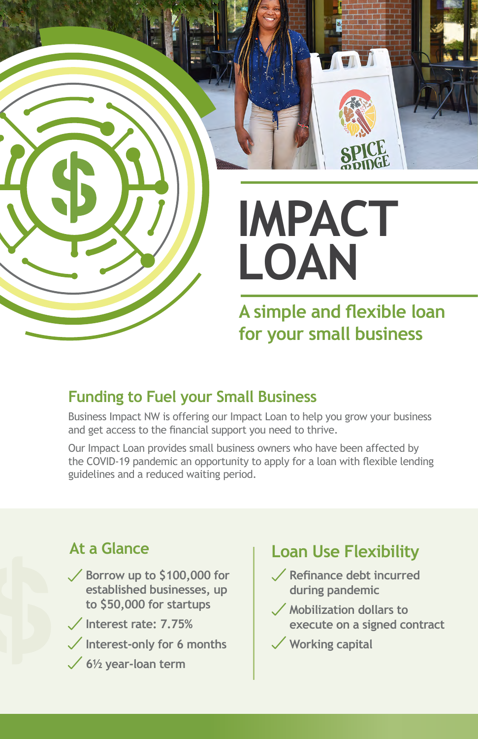# IMPACT LOAN

## A simple and flexible loan for your small business

## Funding to Fuel your Small Business

Business Impact NW is offering our Impact Loan to help you grow your business and get access to the financial support you need to thrive.

Our Impact Loan provides small business owners who have been affected by the COVID-19 pandemic an opportunity to apply for a loan with flexible lending guidelines and a reduced waiting period.

### At a Glance

- ✓ Borrow up to $100,000 for established businesses, up to $50,000 for startups
- ✓ Interest rate: 7.75%
- ✓ Interest-only for 6 months
- ✓ 6½ year-loan term

### Loan Use Flexibility

- ✓ Refinance debt incurred during pandemic
- ✓ Mobilization dollars to execute on a signed contract
- ✓ Working capital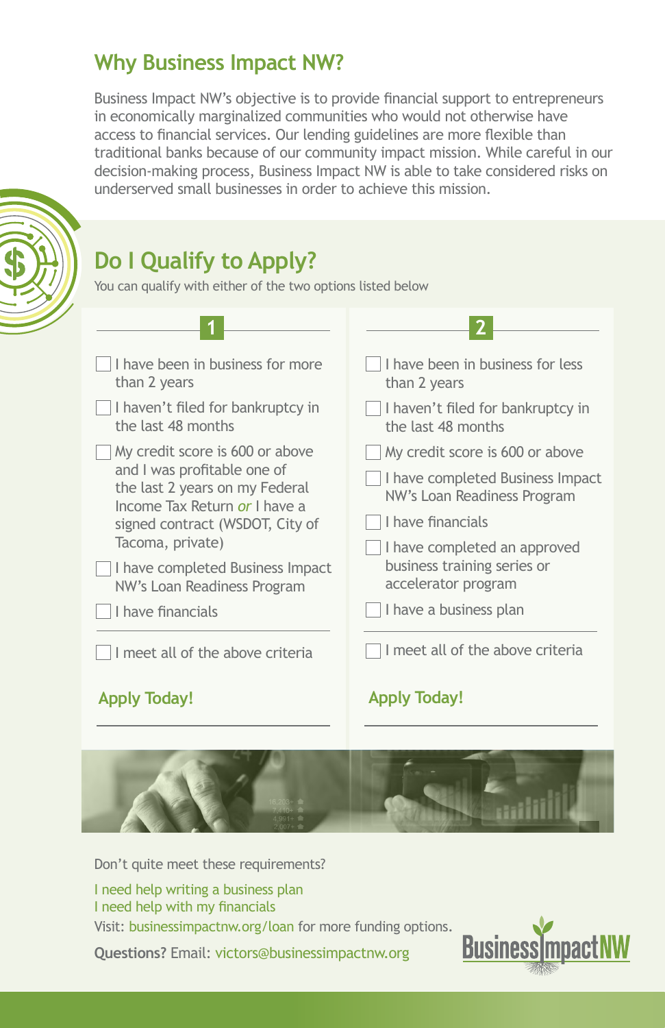## Why Business Impact NW?

Business Impact NW's objective is to provide financial support to entrepreneurs in economically marginalized communities who would not otherwise have access to financial services. Our lending guidelines are more flexible than traditional banks because of our community impact mission. While careful in our decision-making process, Business Impact NW is able to take considered risks on underserved small businesses in order to achieve this mission.

## Do I Qualify to Apply?

You can qualify with either of the two options listed below

### 1

- [ ] I have been in business for more than 2 years
- [ ] I haven't filed for bankruptcy in the last 48 months
- [ ] My credit score is 600 or above and I was profitable one of the last 2 years on my Federal Income Tax Return *or* I have a signed contract (WSDOT, City of Tacoma, private)
- [ ] I have completed Business Impact NW's Loan Readiness Program
- [ ] I have financials

- [ ] I meet all of the above criteria

**Apply Today!**

### 2

- [ ] I have been in business for less than 2 years
- [ ] I haven't filed for bankruptcy in the last 48 months
- [ ] My credit score is 600 or above
- [ ] I have completed Business Impact NW's Loan Readiness Program
- [ ] I have financials
- [ ] I have completed an approved business training series or accelerator program
- [ ] I have a business plan

- [ ] I meet all of the above criteria

**Apply Today!**

Don't quite meet these requirements?

I need help writing a business plan
I need help with my financials

Visit: businessimpactnw.org/loan for more funding options.

**Questions?** Email: victors@businessimpactnw.org

BusinessImpactNW